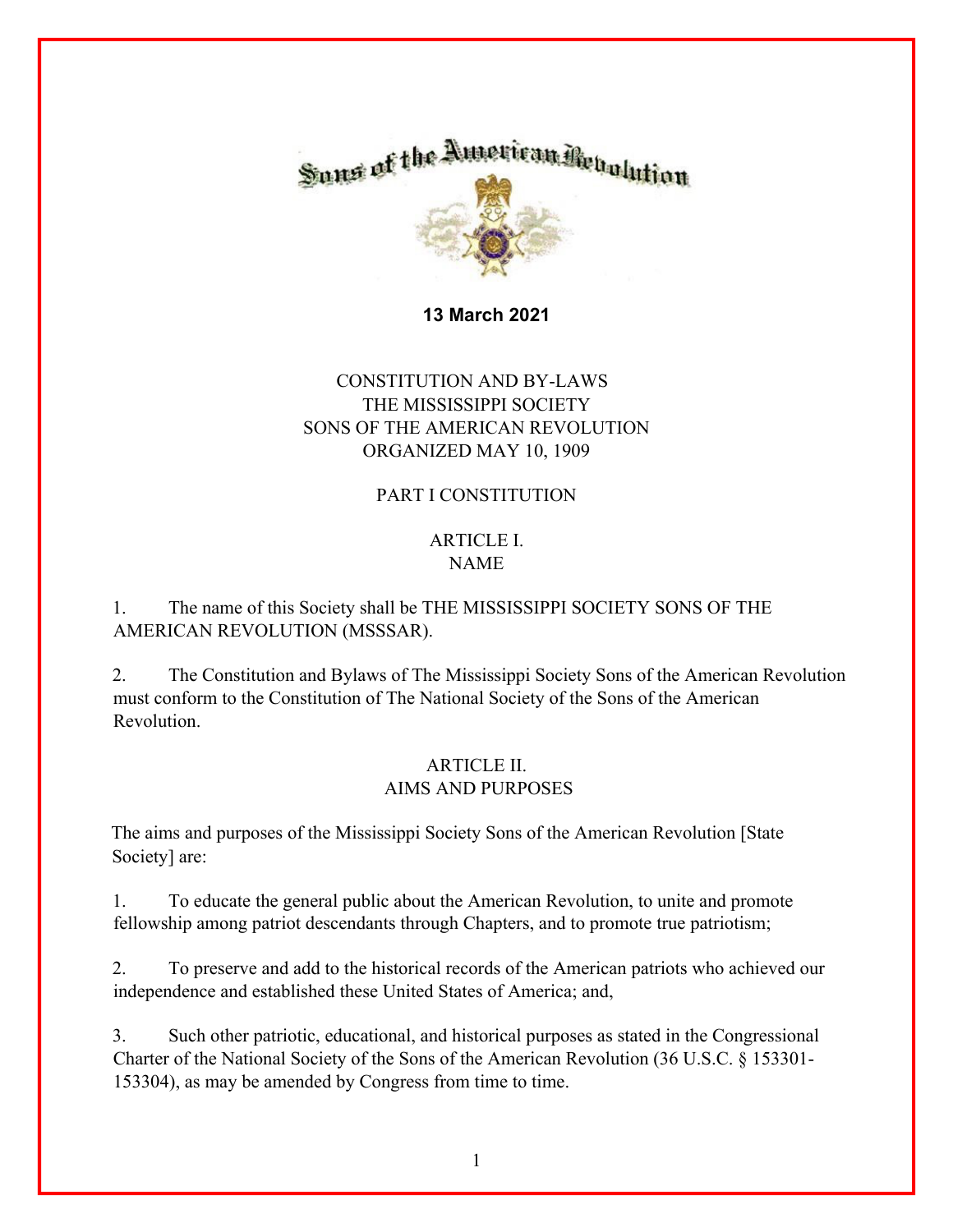**13 March 2021**

# CONSTITUTION AND BY-LAWS
# THE MISSISSIPPI SOCIETY
# SONS OF THE AMERICAN REVOLUTION
# ORGANIZED MAY 10, 1909

## PART I CONSTITUTION

### ARTICLE I.
### NAME

1. The name of this Society shall be THE MISSISSIPPI SOCIETY SONS OF THE AMERICAN REVOLUTION (MSSSAR).

2. The Constitution and Bylaws of The Mississippi Society Sons of the American Revolution must conform to the Constitution of The National Society of the Sons of the American Revolution.

### ARTICLE II.
### AIMS AND PURPOSES

The aims and purposes of the Mississippi Society Sons of the American Revolution [State Society] are:

1. To educate the general public about the American Revolution, to unite and promote fellowship among patriot descendants through Chapters, and to promote true patriotism;

2. To preserve and add to the historical records of the American patriots who achieved our independence and established these United States of America; and,

3. Such other patriotic, educational, and historical purposes as stated in the Congressional Charter of the National Society of the Sons of the American Revolution (36 U.S.C. § 153301-153304), as may be amended by Congress from time to time.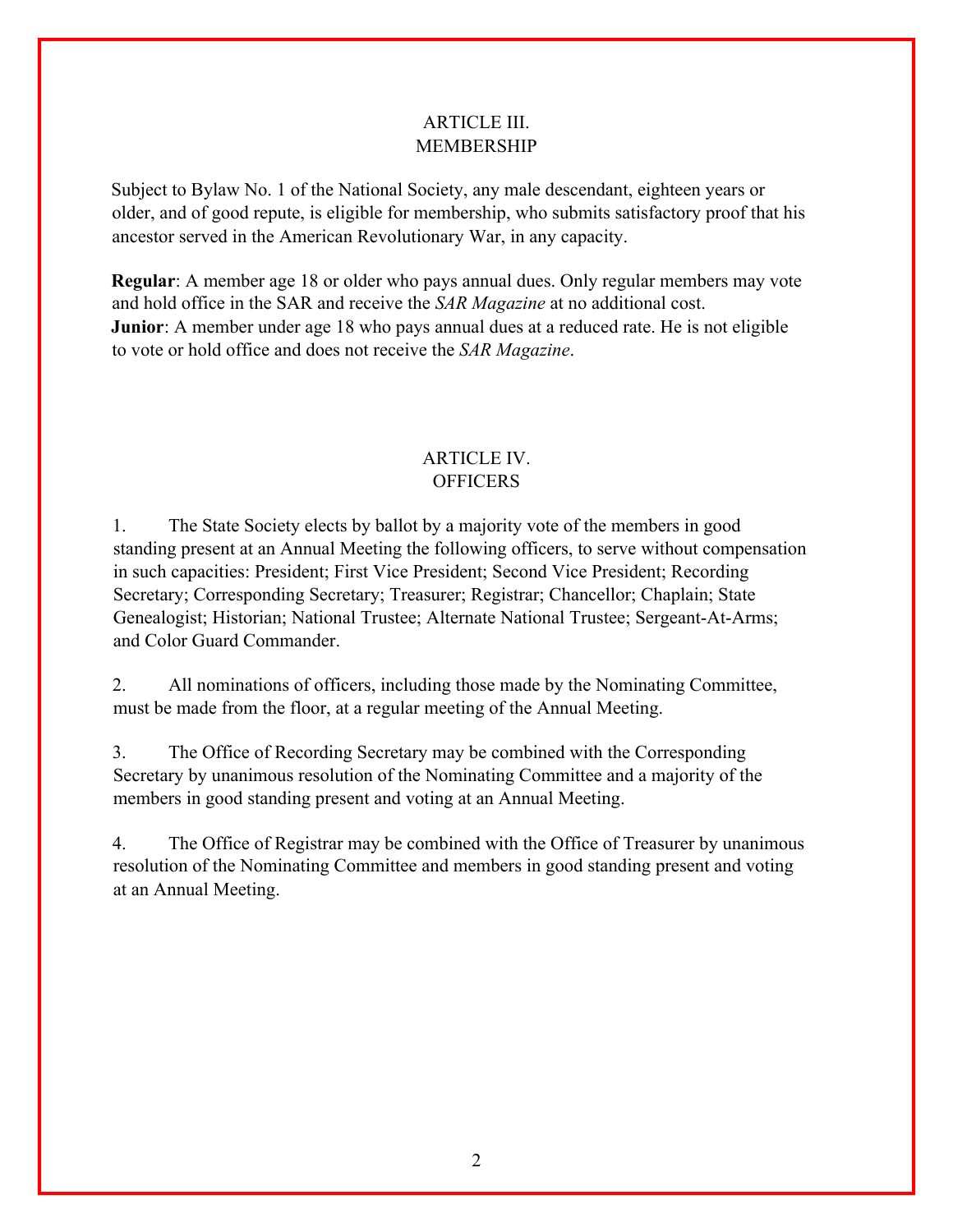## ARTICLE III.
## MEMBERSHIP

Subject to Bylaw No. 1 of the National Society, any male descendant, eighteen years or older, and of good repute, is eligible for membership, who submits satisfactory proof that his ancestor served in the American Revolutionary War, in any capacity.

**Regular**: A member age 18 or older who pays annual dues. Only regular members may vote and hold office in the SAR and receive the *SAR Magazine* at no additional cost.
**Junior**: A member under age 18 who pays annual dues at a reduced rate. He is not eligible to vote or hold office and does not receive the *SAR Magazine*.

## ARTICLE IV.
## OFFICERS

1. The State Society elects by ballot by a majority vote of the members in good standing present at an Annual Meeting the following officers, to serve without compensation in such capacities: President; First Vice President; Second Vice President; Recording Secretary; Corresponding Secretary; Treasurer; Registrar; Chancellor; Chaplain; State Genealogist; Historian; National Trustee; Alternate National Trustee; Sergeant-At-Arms; and Color Guard Commander.

2. All nominations of officers, including those made by the Nominating Committee, must be made from the floor, at a regular meeting of the Annual Meeting.

3. The Office of Recording Secretary may be combined with the Corresponding Secretary by unanimous resolution of the Nominating Committee and a majority of the members in good standing present and voting at an Annual Meeting.

4. The Office of Registrar may be combined with the Office of Treasurer by unanimous resolution of the Nominating Committee and members in good standing present and voting at an Annual Meeting.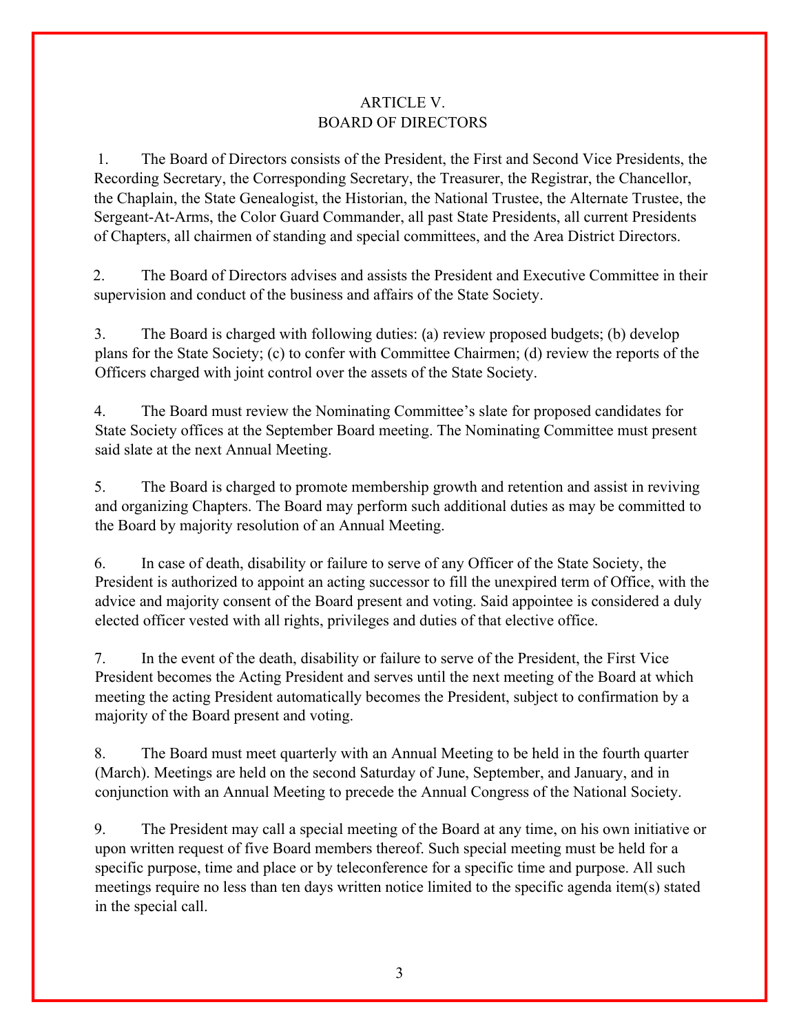# ARTICLE V.
## BOARD OF DIRECTORS

1. The Board of Directors consists of the President, the First and Second Vice Presidents, the Recording Secretary, the Corresponding Secretary, the Treasurer, the Registrar, the Chancellor, the Chaplain, the State Genealogist, the Historian, the National Trustee, the Alternate Trustee, the Sergeant-At-Arms, the Color Guard Commander, all past State Presidents, all current Presidents of Chapters, all chairmen of standing and special committees, and the Area District Directors.

2. The Board of Directors advises and assists the President and Executive Committee in their supervision and conduct of the business and affairs of the State Society.

3. The Board is charged with following duties: (a) review proposed budgets; (b) develop plans for the State Society; (c) to confer with Committee Chairmen; (d) review the reports of the Officers charged with joint control over the assets of the State Society.

4. The Board must review the Nominating Committee's slate for proposed candidates for State Society offices at the September Board meeting. The Nominating Committee must present said slate at the next Annual Meeting.

5. The Board is charged to promote membership growth and retention and assist in reviving and organizing Chapters. The Board may perform such additional duties as may be committed to the Board by majority resolution of an Annual Meeting.

6. In case of death, disability or failure to serve of any Officer of the State Society, the President is authorized to appoint an acting successor to fill the unexpired term of Office, with the advice and majority consent of the Board present and voting. Said appointee is considered a duly elected officer vested with all rights, privileges and duties of that elective office.

7. In the event of the death, disability or failure to serve of the President, the First Vice President becomes the Acting President and serves until the next meeting of the Board at which meeting the acting President automatically becomes the President, subject to confirmation by a majority of the Board present and voting.

8. The Board must meet quarterly with an Annual Meeting to be held in the fourth quarter (March). Meetings are held on the second Saturday of June, September, and January, and in conjunction with an Annual Meeting to precede the Annual Congress of the National Society.

9. The President may call a special meeting of the Board at any time, on his own initiative or upon written request of five Board members thereof. Such special meeting must be held for a specific purpose, time and place or by teleconference for a specific time and purpose. All such meetings require no less than ten days written notice limited to the specific agenda item(s) stated in the special call.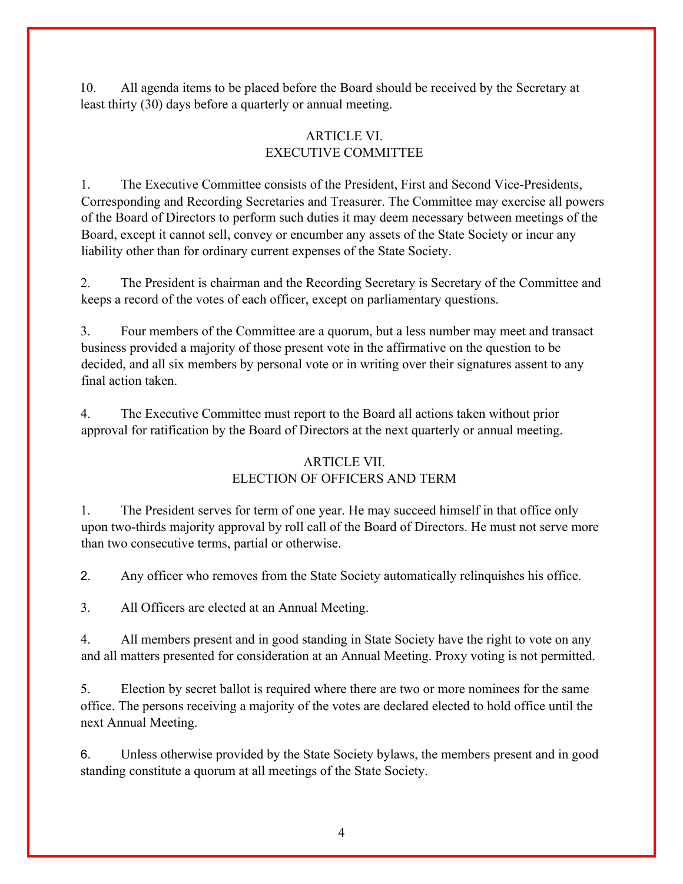10. All agenda items to be placed before the Board should be received by the Secretary at least thirty (30) days before a quarterly or annual meeting.

## ARTICLE VI.
## EXECUTIVE COMMITTEE

1. The Executive Committee consists of the President, First and Second Vice-Presidents, Corresponding and Recording Secretaries and Treasurer. The Committee may exercise all powers of the Board of Directors to perform such duties it may deem necessary between meetings of the Board, except it cannot sell, convey or encumber any assets of the State Society or incur any liability other than for ordinary current expenses of the State Society.

2. The President is chairman and the Recording Secretary is Secretary of the Committee and keeps a record of the votes of each officer, except on parliamentary questions.

3. Four members of the Committee are a quorum, but a less number may meet and transact business provided a majority of those present vote in the affirmative on the question to be decided, and all six members by personal vote or in writing over their signatures assent to any final action taken.

4. The Executive Committee must report to the Board all actions taken without prior approval for ratification by the Board of Directors at the next quarterly or annual meeting.

## ARTICLE VII.
## ELECTION OF OFFICERS AND TERM

1. The President serves for term of one year. He may succeed himself in that office only upon two-thirds majority approval by roll call of the Board of Directors. He must not serve more than two consecutive terms, partial or otherwise.

2. Any officer who removes from the State Society automatically relinquishes his office.

3. All Officers are elected at an Annual Meeting.

4. All members present and in good standing in State Society have the right to vote on any and all matters presented for consideration at an Annual Meeting. Proxy voting is not permitted.

5. Election by secret ballot is required where there are two or more nominees for the same office. The persons receiving a majority of the votes are declared elected to hold office until the next Annual Meeting.

6. Unless otherwise provided by the State Society bylaws, the members present and in good standing constitute a quorum at all meetings of the State Society.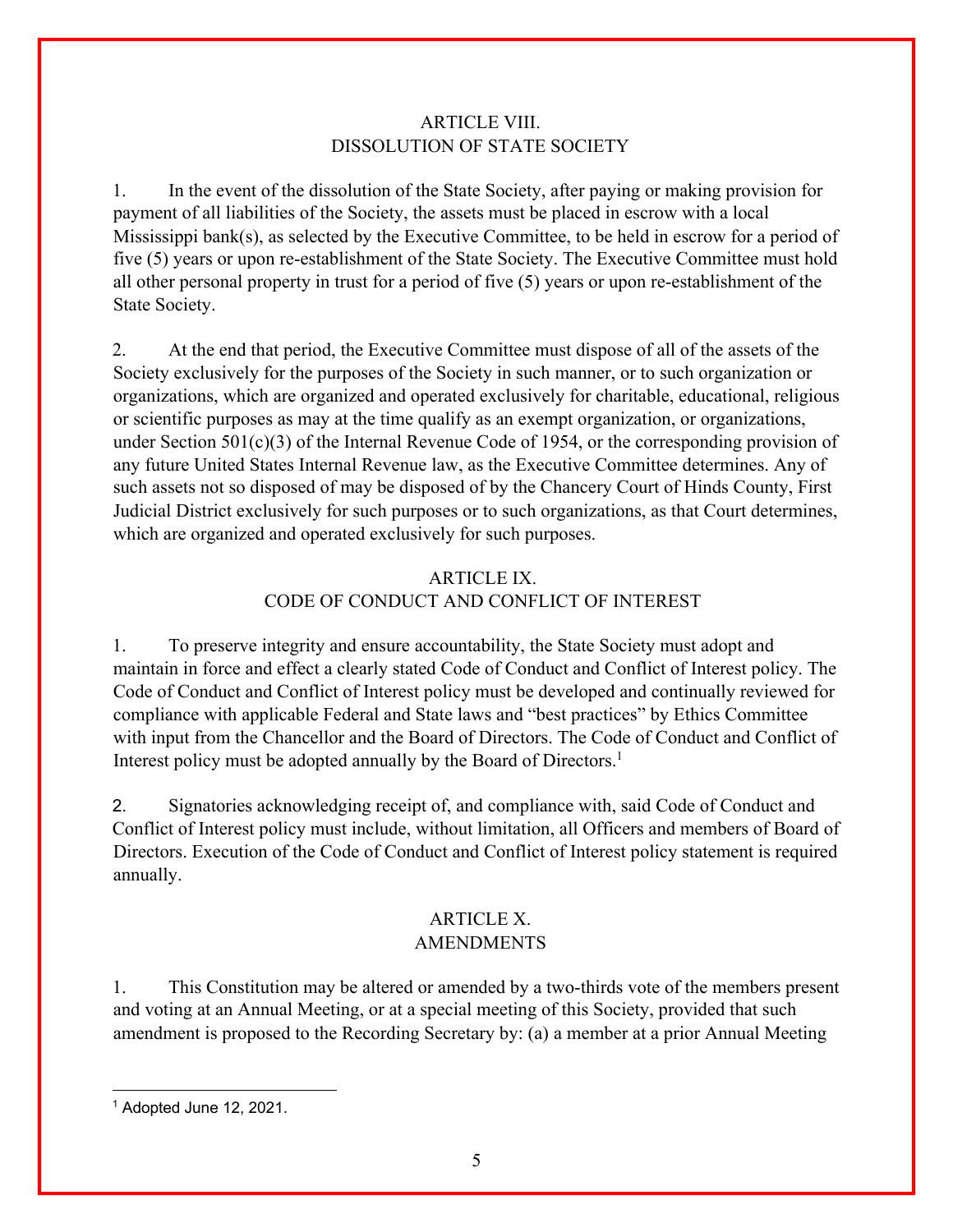## ARTICLE VIII.
## DISSOLUTION OF STATE SOCIETY

1. In the event of the dissolution of the State Society, after paying or making provision for payment of all liabilities of the Society, the assets must be placed in escrow with a local Mississippi bank(s), as selected by the Executive Committee, to be held in escrow for a period of five (5) years or upon re-establishment of the State Society. The Executive Committee must hold all other personal property in trust for a period of five (5) years or upon re-establishment of the State Society.

2. At the end that period, the Executive Committee must dispose of all of the assets of the Society exclusively for the purposes of the Society in such manner, or to such organization or organizations, which are organized and operated exclusively for charitable, educational, religious or scientific purposes as may at the time qualify as an exempt organization, or organizations, under Section 501(c)(3) of the Internal Revenue Code of 1954, or the corresponding provision of any future United States Internal Revenue law, as the Executive Committee determines. Any of such assets not so disposed of may be disposed of by the Chancery Court of Hinds County, First Judicial District exclusively for such purposes or to such organizations, as that Court determines, which are organized and operated exclusively for such purposes.

## ARTICLE IX.
## CODE OF CONDUCT AND CONFLICT OF INTEREST

1. To preserve integrity and ensure accountability, the State Society must adopt and maintain in force and effect a clearly stated Code of Conduct and Conflict of Interest policy. The Code of Conduct and Conflict of Interest policy must be developed and continually reviewed for compliance with applicable Federal and State laws and "best practices" by Ethics Committee with input from the Chancellor and the Board of Directors. The Code of Conduct and Conflict of Interest policy must be adopted annually by the Board of Directors.[1]

2. Signatories acknowledging receipt of, and compliance with, said Code of Conduct and Conflict of Interest policy must include, without limitation, all Officers and members of Board of Directors. Execution of the Code of Conduct and Conflict of Interest policy statement is required annually.

## ARTICLE X.
## AMENDMENTS

1. This Constitution may be altered or amended by a two-thirds vote of the members present and voting at an Annual Meeting, or at a special meeting of this Society, provided that such amendment is proposed to the Recording Secretary by: (a) a member at a prior Annual Meeting

---

[1] Adopted June 12, 2021.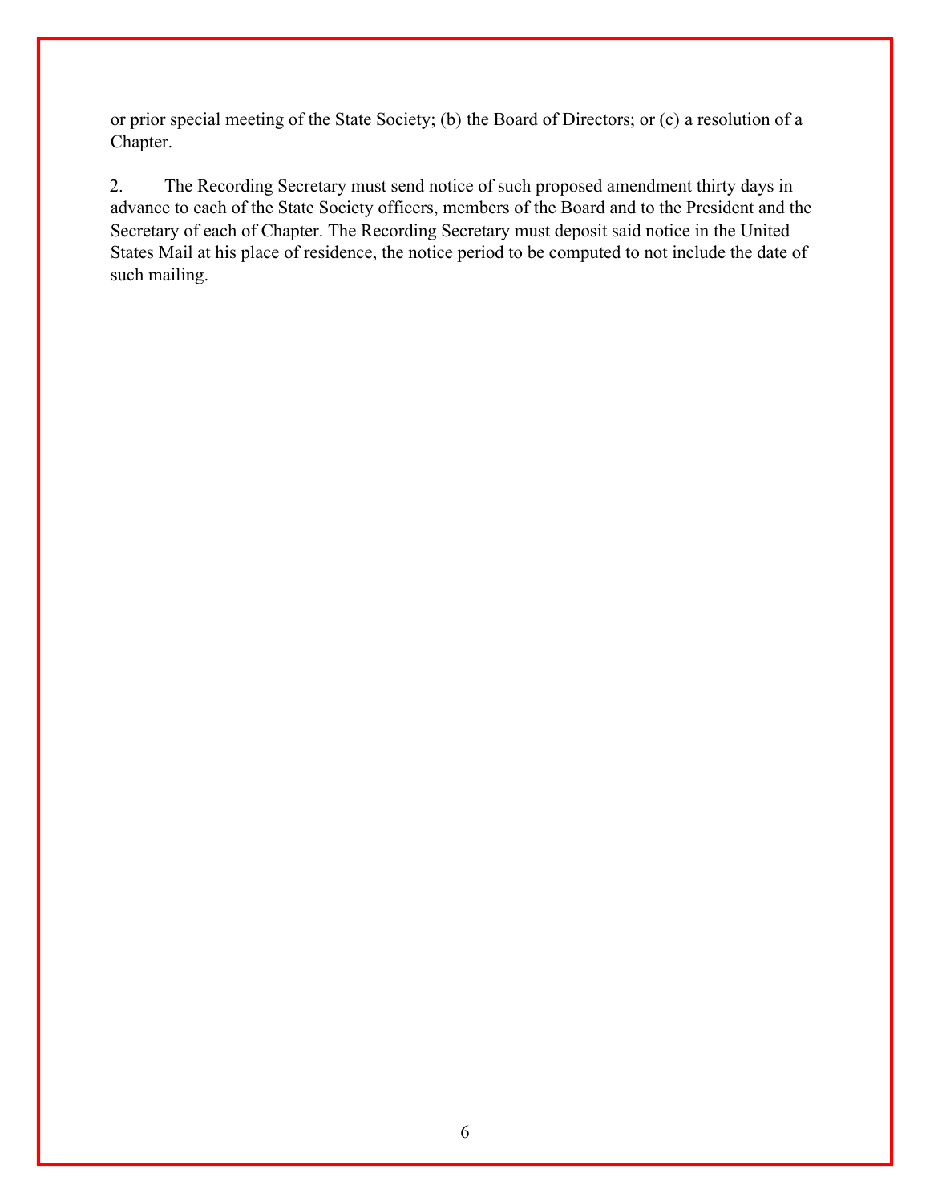or prior special meeting of the State Society; (b) the Board of Directors; or (c) a resolution of a Chapter.

2. The Recording Secretary must send notice of such proposed amendment thirty days in advance to each of the State Society officers, members of the Board and to the President and the Secretary of each of Chapter. The Recording Secretary must deposit said notice in the United States Mail at his place of residence, the notice period to be computed to not include the date of such mailing.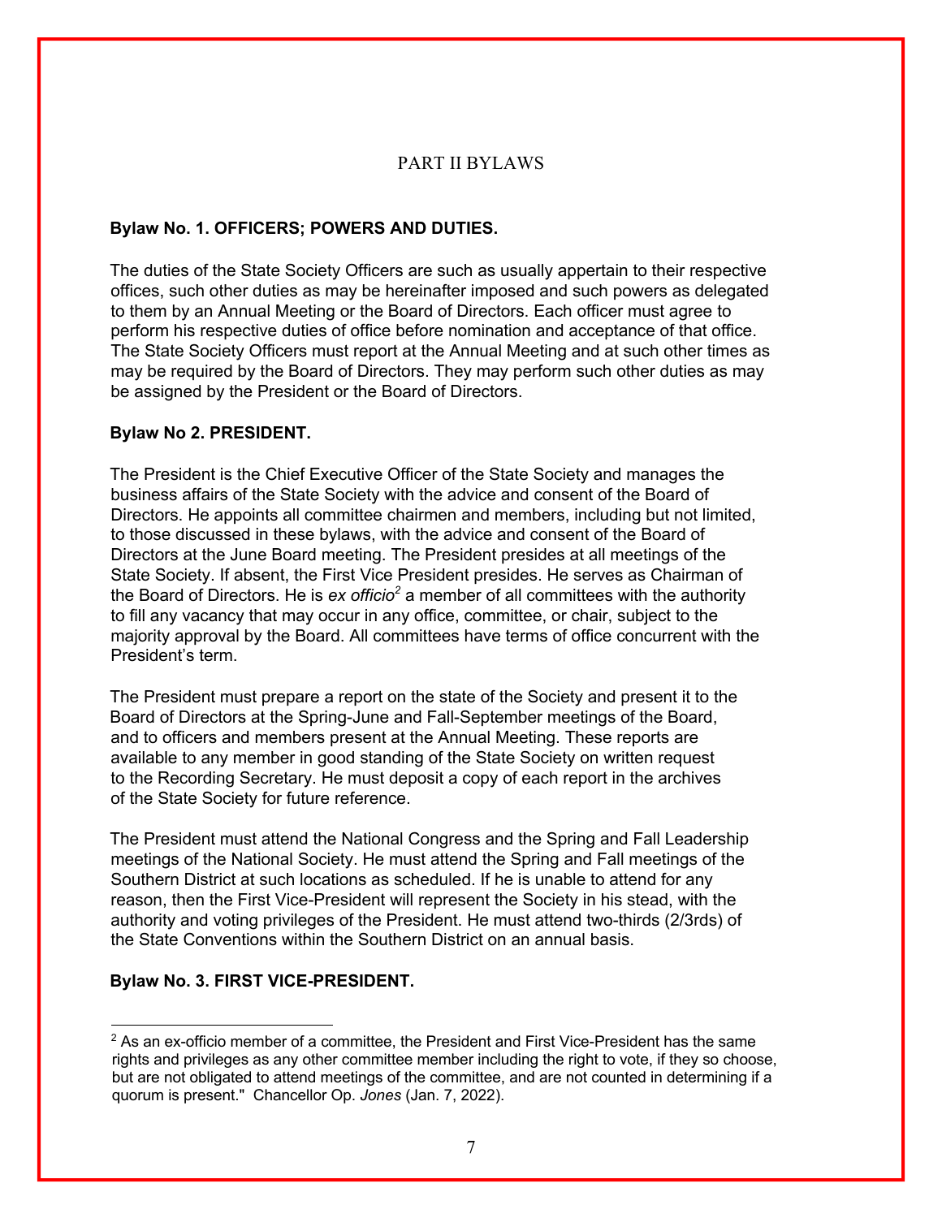# PART II BYLAWS

### Bylaw No. 1. OFFICERS; POWERS AND DUTIES.

The duties of the State Society Officers are such as usually appertain to their respective offices, such other duties as may be hereinafter imposed and such powers as delegated to them by an Annual Meeting or the Board of Directors. Each officer must agree to perform his respective duties of office before nomination and acceptance of that office. The State Society Officers must report at the Annual Meeting and at such other times as may be required by the Board of Directors. They may perform such other duties as may be assigned by the President or the Board of Directors.

### Bylaw No 2. PRESIDENT.

The President is the Chief Executive Officer of the State Society and manages the business affairs of the State Society with the advice and consent of the Board of Directors. He appoints all committee chairmen and members, including but not limited, to those discussed in these bylaws, with the advice and consent of the Board of Directors at the June Board meeting. The President presides at all meetings of the State Society. If absent, the First Vice President presides. He serves as Chairman of the Board of Directors. He is *ex officio*[2] a member of all committees with the authority to fill any vacancy that may occur in any office, committee, or chair, subject to the majority approval by the Board. All committees have terms of office concurrent with the President's term.

The President must prepare a report on the state of the Society and present it to the Board of Directors at the Spring-June and Fall-September meetings of the Board, and to officers and members present at the Annual Meeting. These reports are available to any member in good standing of the State Society on written request to the Recording Secretary. He must deposit a copy of each report in the archives of the State Society for future reference.

The President must attend the National Congress and the Spring and Fall Leadership meetings of the National Society. He must attend the Spring and Fall meetings of the Southern District at such locations as scheduled. If he is unable to attend for any reason, then the First Vice-President will represent the Society in his stead, with the authority and voting privileges of the President. He must attend two-thirds (2/3rds) of the State Conventions within the Southern District on an annual basis.

### Bylaw No. 3. FIRST VICE-PRESIDENT.

---

[2] As an ex-officio member of a committee, the President and First Vice-President has the same rights and privileges as any other committee member including the right to vote, if they so choose, but are not obligated to attend meetings of the committee, and are not counted in determining if a quorum is present." Chancellor Op. *Jones* (Jan. 7, 2022).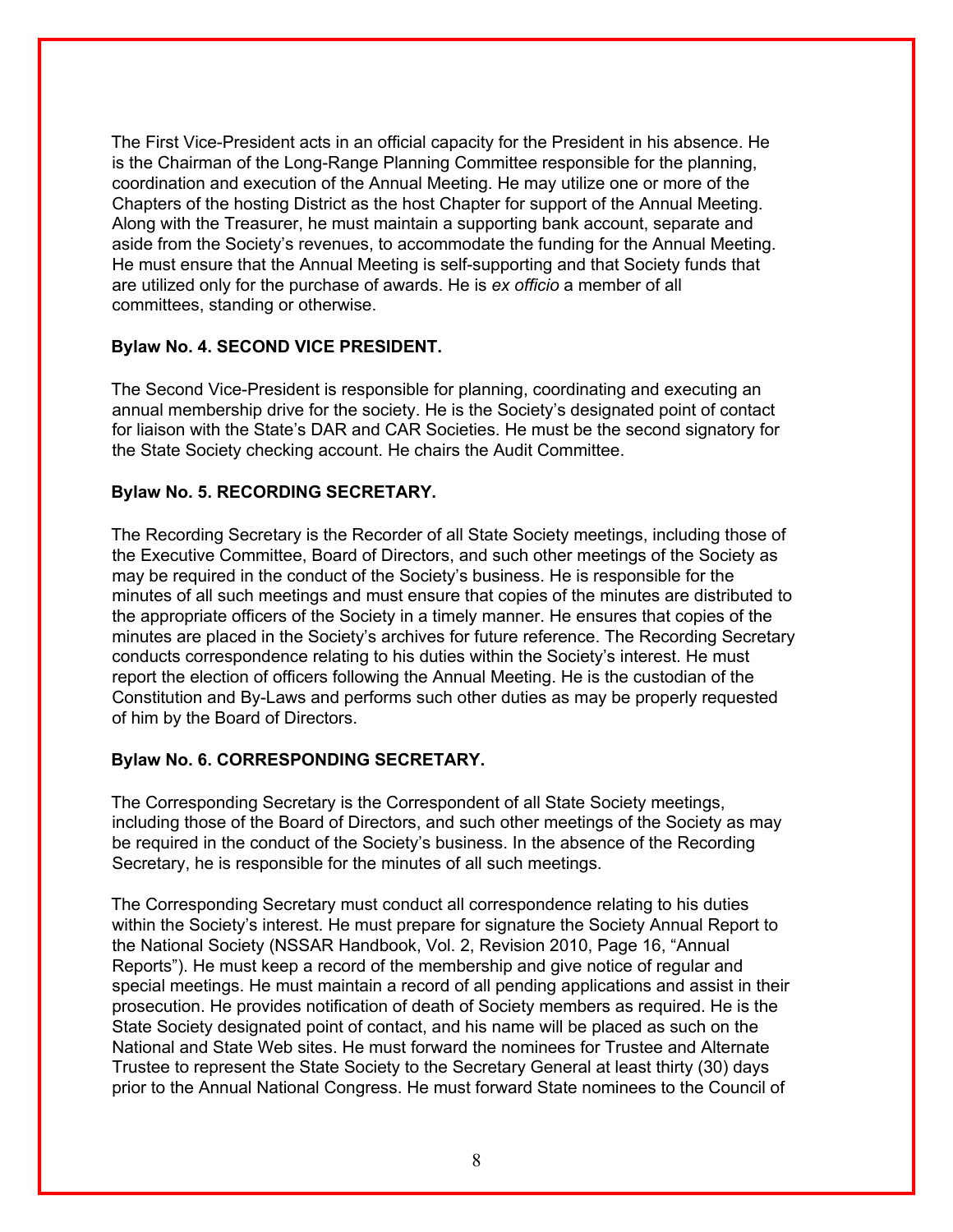The First Vice-President acts in an official capacity for the President in his absence. He is the Chairman of the Long-Range Planning Committee responsible for the planning, coordination and execution of the Annual Meeting. He may utilize one or more of the Chapters of the hosting District as the host Chapter for support of the Annual Meeting. Along with the Treasurer, he must maintain a supporting bank account, separate and aside from the Society's revenues, to accommodate the funding for the Annual Meeting. He must ensure that the Annual Meeting is self-supporting and that Society funds that are utilized only for the purchase of awards. He is *ex officio* a member of all committees, standing or otherwise.

**Bylaw No. 4. SECOND VICE PRESIDENT.**

The Second Vice-President is responsible for planning, coordinating and executing an annual membership drive for the society. He is the Society's designated point of contact for liaison with the State's DAR and CAR Societies. He must be the second signatory for the State Society checking account. He chairs the Audit Committee.

**Bylaw No. 5. RECORDING SECRETARY.**

The Recording Secretary is the Recorder of all State Society meetings, including those of the Executive Committee, Board of Directors, and such other meetings of the Society as may be required in the conduct of the Society's business. He is responsible for the minutes of all such meetings and must ensure that copies of the minutes are distributed to the appropriate officers of the Society in a timely manner. He ensures that copies of the minutes are placed in the Society's archives for future reference. The Recording Secretary conducts correspondence relating to his duties within the Society's interest. He must report the election of officers following the Annual Meeting. He is the custodian of the Constitution and By-Laws and performs such other duties as may be properly requested of him by the Board of Directors.

**Bylaw No. 6. CORRESPONDING SECRETARY.**

The Corresponding Secretary is the Correspondent of all State Society meetings, including those of the Board of Directors, and such other meetings of the Society as may be required in the conduct of the Society's business. In the absence of the Recording Secretary, he is responsible for the minutes of all such meetings.

The Corresponding Secretary must conduct all correspondence relating to his duties within the Society's interest. He must prepare for signature the Society Annual Report to the National Society (NSSAR Handbook, Vol. 2, Revision 2010, Page 16, "Annual Reports"). He must keep a record of the membership and give notice of regular and special meetings. He must maintain a record of all pending applications and assist in their prosecution. He provides notification of death of Society members as required. He is the State Society designated point of contact, and his name will be placed as such on the National and State Web sites. He must forward the nominees for Trustee and Alternate Trustee to represent the State Society to the Secretary General at least thirty (30) days prior to the Annual National Congress. He must forward State nominees to the Council of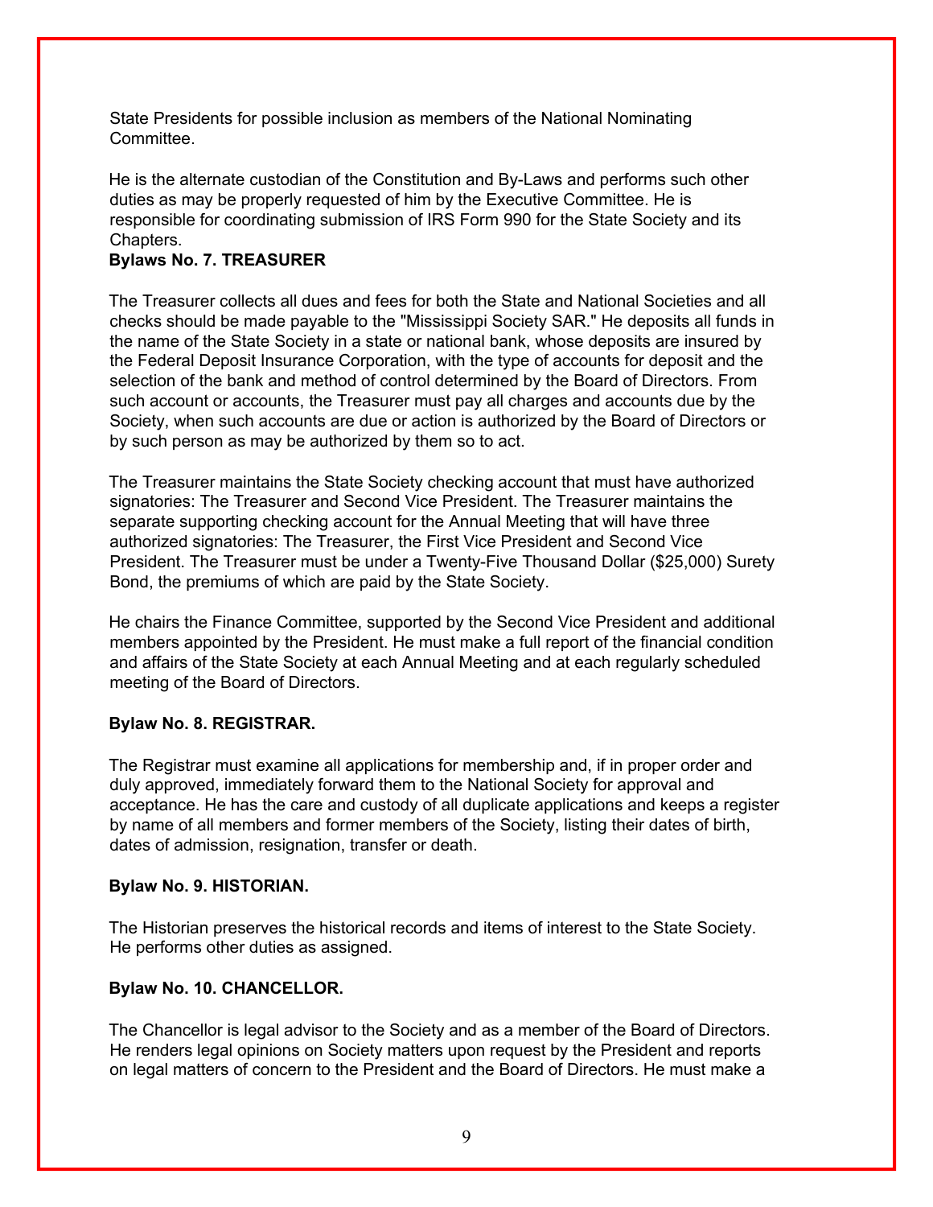State Presidents for possible inclusion as members of the National Nominating Committee.

He is the alternate custodian of the Constitution and By-Laws and performs such other duties as may be properly requested of him by the Executive Committee. He is responsible for coordinating submission of IRS Form 990 for the State Society and its Chapters.

**Bylaws No. 7. TREASURER**

The Treasurer collects all dues and fees for both the State and National Societies and all checks should be made payable to the "Mississippi Society SAR." He deposits all funds in the name of the State Society in a state or national bank, whose deposits are insured by the Federal Deposit Insurance Corporation, with the type of accounts for deposit and the selection of the bank and method of control determined by the Board of Directors. From such account or accounts, the Treasurer must pay all charges and accounts due by the Society, when such accounts are due or action is authorized by the Board of Directors or by such person as may be authorized by them so to act.

The Treasurer maintains the State Society checking account that must have authorized signatories: The Treasurer and Second Vice President. The Treasurer maintains the separate supporting checking account for the Annual Meeting that will have three authorized signatories: The Treasurer, the First Vice President and Second Vice President. The Treasurer must be under a Twenty-Five Thousand Dollar ($25,000) Surety Bond, the premiums of which are paid by the State Society.

He chairs the Finance Committee, supported by the Second Vice President and additional members appointed by the President. He must make a full report of the financial condition and affairs of the State Society at each Annual Meeting and at each regularly scheduled meeting of the Board of Directors.

**Bylaw No. 8. REGISTRAR.**

The Registrar must examine all applications for membership and, if in proper order and duly approved, immediately forward them to the National Society for approval and acceptance. He has the care and custody of all duplicate applications and keeps a register by name of all members and former members of the Society, listing their dates of birth, dates of admission, resignation, transfer or death.

**Bylaw No. 9. HISTORIAN.**

The Historian preserves the historical records and items of interest to the State Society. He performs other duties as assigned.

**Bylaw No. 10. CHANCELLOR.**

The Chancellor is legal advisor to the Society and as a member of the Board of Directors. He renders legal opinions on Society matters upon request by the President and reports on legal matters of concern to the President and the Board of Directors. He must make a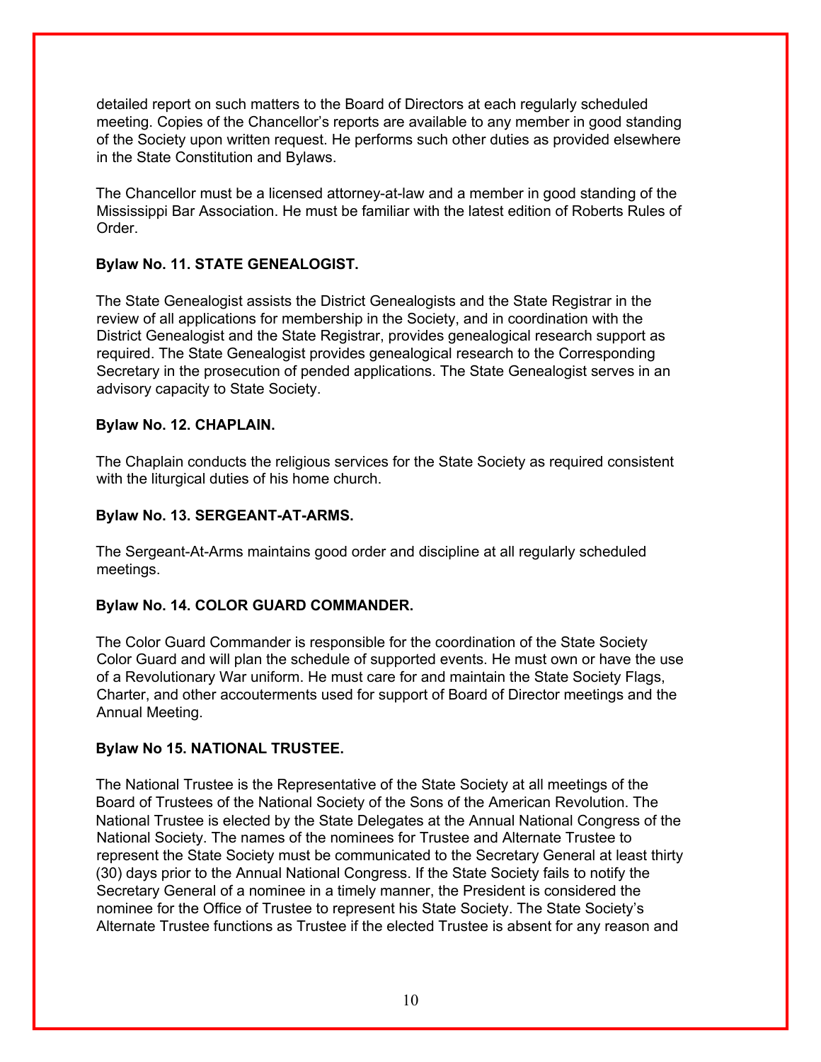detailed report on such matters to the Board of Directors at each regularly scheduled meeting. Copies of the Chancellor's reports are available to any member in good standing of the Society upon written request. He performs such other duties as provided elsewhere in the State Constitution and Bylaws.

The Chancellor must be a licensed attorney-at-law and a member in good standing of the Mississippi Bar Association. He must be familiar with the latest edition of Roberts Rules of Order.

**Bylaw No. 11. STATE GENEALOGIST.**

The State Genealogist assists the District Genealogists and the State Registrar in the review of all applications for membership in the Society, and in coordination with the District Genealogist and the State Registrar, provides genealogical research support as required. The State Genealogist provides genealogical research to the Corresponding Secretary in the prosecution of pended applications. The State Genealogist serves in an advisory capacity to State Society.

**Bylaw No. 12. CHAPLAIN.**

The Chaplain conducts the religious services for the State Society as required consistent with the liturgical duties of his home church.

**Bylaw No. 13. SERGEANT-AT-ARMS.**

The Sergeant-At-Arms maintains good order and discipline at all regularly scheduled meetings.

**Bylaw No. 14. COLOR GUARD COMMANDER.**

The Color Guard Commander is responsible for the coordination of the State Society Color Guard and will plan the schedule of supported events. He must own or have the use of a Revolutionary War uniform. He must care for and maintain the State Society Flags, Charter, and other accouterments used for support of Board of Director meetings and the Annual Meeting.

**Bylaw No 15. NATIONAL TRUSTEE.**

The National Trustee is the Representative of the State Society at all meetings of the Board of Trustees of the National Society of the Sons of the American Revolution. The National Trustee is elected by the State Delegates at the Annual National Congress of the National Society. The names of the nominees for Trustee and Alternate Trustee to represent the State Society must be communicated to the Secretary General at least thirty (30) days prior to the Annual National Congress. If the State Society fails to notify the Secretary General of a nominee in a timely manner, the President is considered the nominee for the Office of Trustee to represent his State Society. The State Society's Alternate Trustee functions as Trustee if the elected Trustee is absent for any reason and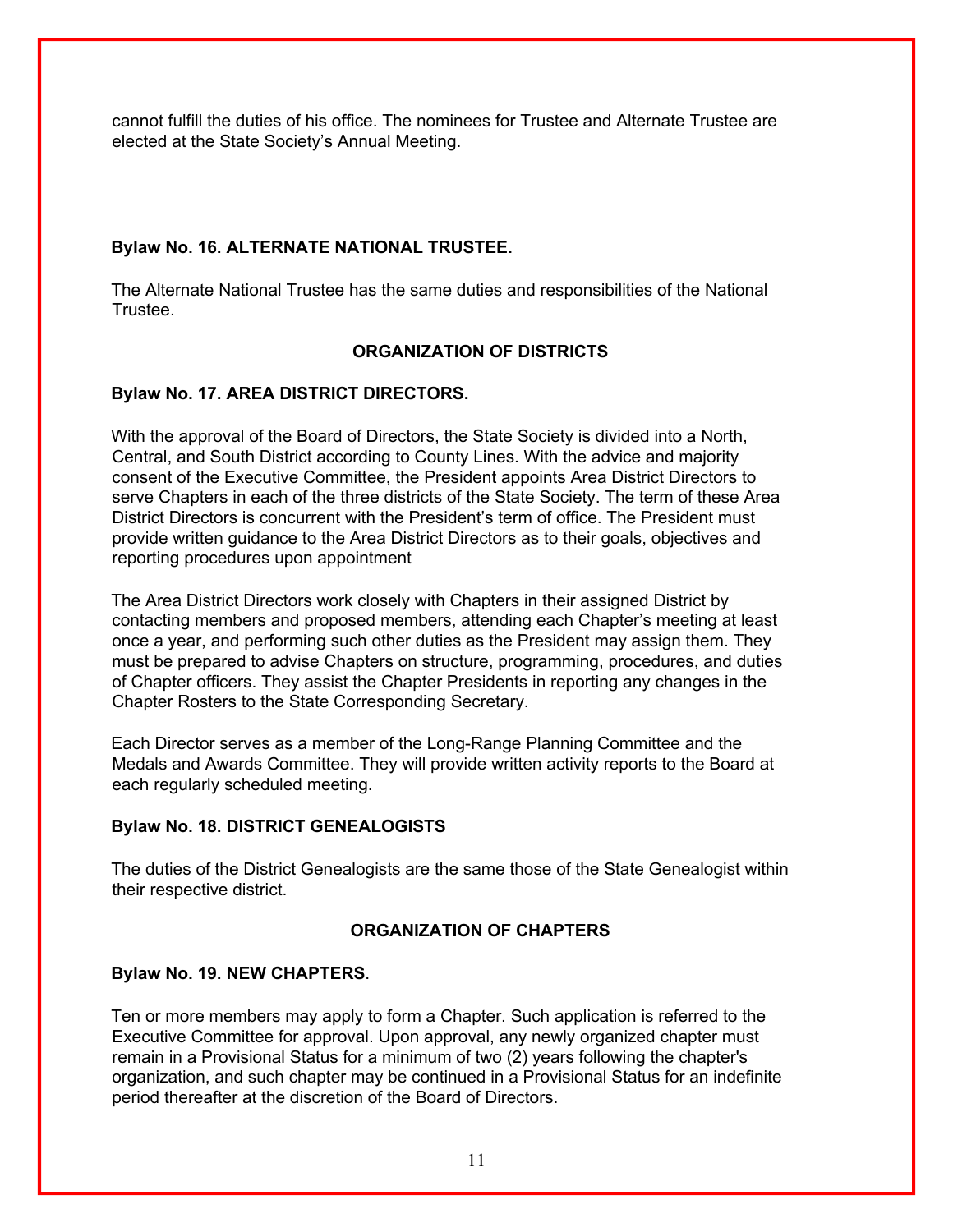cannot fulfill the duties of his office. The nominees for Trustee and Alternate Trustee are elected at the State Society's Annual Meeting.

**Bylaw No. 16. ALTERNATE NATIONAL TRUSTEE.**

The Alternate National Trustee has the same duties and responsibilities of the National Trustee.

## ORGANIZATION OF DISTRICTS

**Bylaw No. 17. AREA DISTRICT DIRECTORS.**

With the approval of the Board of Directors, the State Society is divided into a North, Central, and South District according to County Lines. With the advice and majority consent of the Executive Committee, the President appoints Area District Directors to serve Chapters in each of the three districts of the State Society. The term of these Area District Directors is concurrent with the President's term of office. The President must provide written guidance to the Area District Directors as to their goals, objectives and reporting procedures upon appointment

The Area District Directors work closely with Chapters in their assigned District by contacting members and proposed members, attending each Chapter's meeting at least once a year, and performing such other duties as the President may assign them. They must be prepared to advise Chapters on structure, programming, procedures, and duties of Chapter officers. They assist the Chapter Presidents in reporting any changes in the Chapter Rosters to the State Corresponding Secretary.

Each Director serves as a member of the Long-Range Planning Committee and the Medals and Awards Committee. They will provide written activity reports to the Board at each regularly scheduled meeting.

**Bylaw No. 18. DISTRICT GENEALOGISTS**

The duties of the District Genealogists are the same those of the State Genealogist within their respective district.

## ORGANIZATION OF CHAPTERS

**Bylaw No. 19. NEW CHAPTERS**.

Ten or more members may apply to form a Chapter. Such application is referred to the Executive Committee for approval. Upon approval, any newly organized chapter must remain in a Provisional Status for a minimum of two (2) years following the chapter's organization, and such chapter may be continued in a Provisional Status for an indefinite period thereafter at the discretion of the Board of Directors.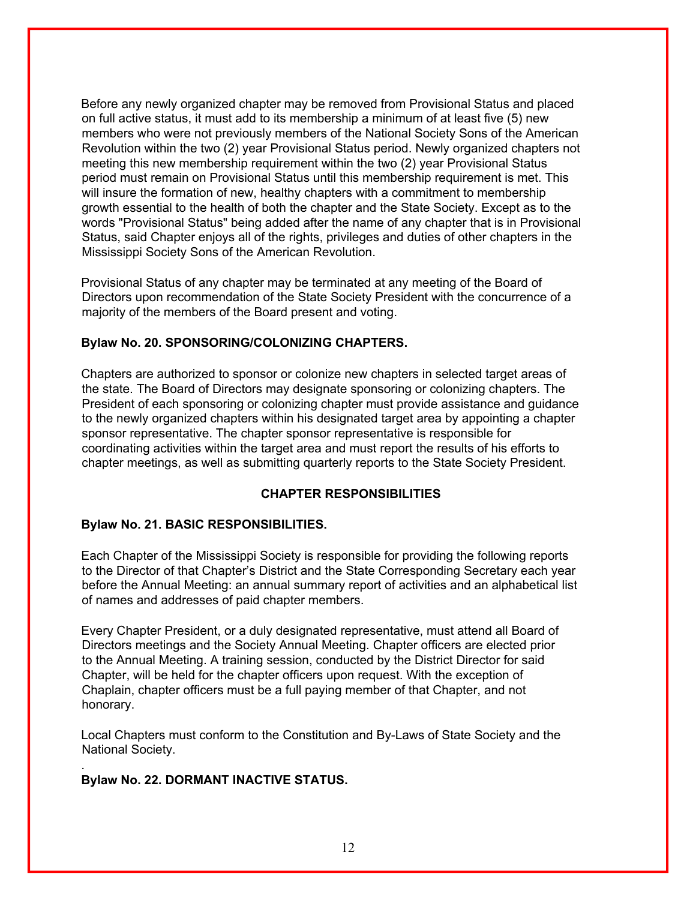Before any newly organized chapter may be removed from Provisional Status and placed on full active status, it must add to its membership a minimum of at least five (5) new members who were not previously members of the National Society Sons of the American Revolution within the two (2) year Provisional Status period. Newly organized chapters not meeting this new membership requirement within the two (2) year Provisional Status period must remain on Provisional Status until this membership requirement is met. This will insure the formation of new, healthy chapters with a commitment to membership growth essential to the health of both the chapter and the State Society. Except as to the words "Provisional Status" being added after the name of any chapter that is in Provisional Status, said Chapter enjoys all of the rights, privileges and duties of other chapters in the Mississippi Society Sons of the American Revolution.

Provisional Status of any chapter may be terminated at any meeting of the Board of Directors upon recommendation of the State Society President with the concurrence of a majority of the members of the Board present and voting.

**Bylaw No. 20. SPONSORING/COLONIZING CHAPTERS.**

Chapters are authorized to sponsor or colonize new chapters in selected target areas of the state. The Board of Directors may designate sponsoring or colonizing chapters. The President of each sponsoring or colonizing chapter must provide assistance and guidance to the newly organized chapters within his designated target area by appointing a chapter sponsor representative. The chapter sponsor representative is responsible for coordinating activities within the target area and must report the results of his efforts to chapter meetings, as well as submitting quarterly reports to the State Society President.

## CHAPTER RESPONSIBILITIES

**Bylaw No. 21. BASIC RESPONSIBILITIES.**

Each Chapter of the Mississippi Society is responsible for providing the following reports to the Director of that Chapter's District and the State Corresponding Secretary each year before the Annual Meeting: an annual summary report of activities and an alphabetical list of names and addresses of paid chapter members.

Every Chapter President, or a duly designated representative, must attend all Board of Directors meetings and the Society Annual Meeting. Chapter officers are elected prior to the Annual Meeting. A training session, conducted by the District Director for said Chapter, will be held for the chapter officers upon request. With the exception of Chaplain, chapter officers must be a full paying member of that Chapter, and not honorary.

Local Chapters must conform to the Constitution and By-Laws of State Society and the National Society.

.

**Bylaw No. 22. DORMANT INACTIVE STATUS.**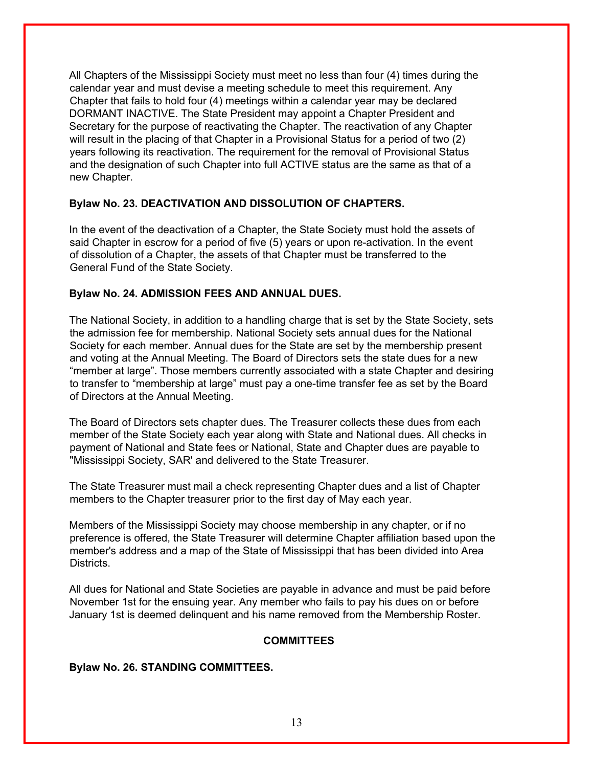All Chapters of the Mississippi Society must meet no less than four (4) times during the calendar year and must devise a meeting schedule to meet this requirement. Any Chapter that fails to hold four (4) meetings within a calendar year may be declared DORMANT INACTIVE. The State President may appoint a Chapter President and Secretary for the purpose of reactivating the Chapter. The reactivation of any Chapter will result in the placing of that Chapter in a Provisional Status for a period of two (2) years following its reactivation. The requirement for the removal of Provisional Status and the designation of such Chapter into full ACTIVE status are the same as that of a new Chapter.

**Bylaw No. 23. DEACTIVATION AND DISSOLUTION OF CHAPTERS.**

In the event of the deactivation of a Chapter, the State Society must hold the assets of said Chapter in escrow for a period of five (5) years or upon re-activation. In the event of dissolution of a Chapter, the assets of that Chapter must be transferred to the General Fund of the State Society.

**Bylaw No. 24. ADMISSION FEES AND ANNUAL DUES.**

The National Society, in addition to a handling charge that is set by the State Society, sets the admission fee for membership. National Society sets annual dues for the National Society for each member. Annual dues for the State are set by the membership present and voting at the Annual Meeting. The Board of Directors sets the state dues for a new "member at large". Those members currently associated with a state Chapter and desiring to transfer to "membership at large" must pay a one-time transfer fee as set by the Board of Directors at the Annual Meeting.

The Board of Directors sets chapter dues. The Treasurer collects these dues from each member of the State Society each year along with State and National dues. All checks in payment of National and State fees or National, State and Chapter dues are payable to "Mississippi Society, SAR' and delivered to the State Treasurer.

The State Treasurer must mail a check representing Chapter dues and a list of Chapter members to the Chapter treasurer prior to the first day of May each year.

Members of the Mississippi Society may choose membership in any chapter, or if no preference is offered, the State Treasurer will determine Chapter affiliation based upon the member's address and a map of the State of Mississippi that has been divided into Area Districts.

All dues for National and State Societies are payable in advance and must be paid before November 1st for the ensuing year. Any member who fails to pay his dues on or before January 1st is deemed delinquent and his name removed from the Membership Roster.

## COMMITTEES

**Bylaw No. 26. STANDING COMMITTEES.**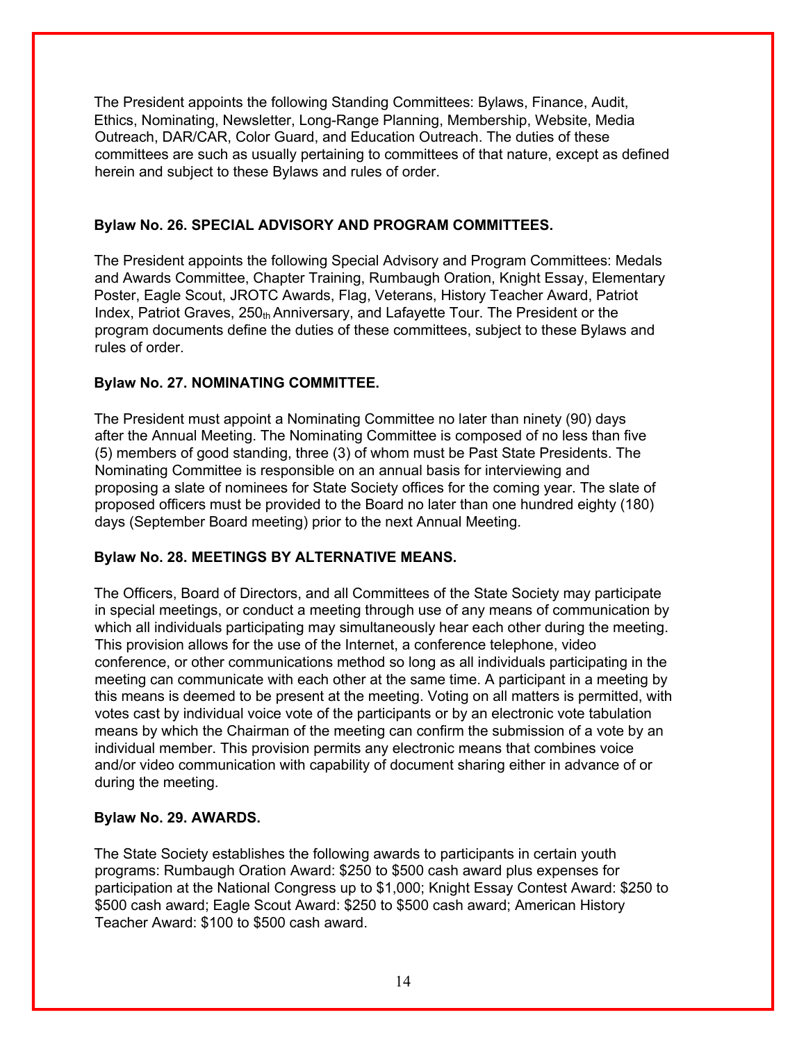The President appoints the following Standing Committees: Bylaws, Finance, Audit, Ethics, Nominating, Newsletter, Long-Range Planning, Membership, Website, Media Outreach, DAR/CAR, Color Guard, and Education Outreach. The duties of these committees are such as usually pertaining to committees of that nature, except as defined herein and subject to these Bylaws and rules of order.

**Bylaw No. 26. SPECIAL ADVISORY AND PROGRAM COMMITTEES.**

The President appoints the following Special Advisory and Program Committees: Medals and Awards Committee, Chapter Training, Rumbaugh Oration, Knight Essay, Elementary Poster, Eagle Scout, JROTC Awards, Flag, Veterans, History Teacher Award, Patriot Index, Patriot Graves, 250th Anniversary, and Lafayette Tour. The President or the program documents define the duties of these committees, subject to these Bylaws and rules of order.

**Bylaw No. 27. NOMINATING COMMITTEE.**

The President must appoint a Nominating Committee no later than ninety (90) days after the Annual Meeting. The Nominating Committee is composed of no less than five (5) members of good standing, three (3) of whom must be Past State Presidents. The Nominating Committee is responsible on an annual basis for interviewing and proposing a slate of nominees for State Society offices for the coming year. The slate of proposed officers must be provided to the Board no later than one hundred eighty (180) days (September Board meeting) prior to the next Annual Meeting.

**Bylaw No. 28. MEETINGS BY ALTERNATIVE MEANS.**

The Officers, Board of Directors, and all Committees of the State Society may participate in special meetings, or conduct a meeting through use of any means of communication by which all individuals participating may simultaneously hear each other during the meeting. This provision allows for the use of the Internet, a conference telephone, video conference, or other communications method so long as all individuals participating in the meeting can communicate with each other at the same time. A participant in a meeting by this means is deemed to be present at the meeting. Voting on all matters is permitted, with votes cast by individual voice vote of the participants or by an electronic vote tabulation means by which the Chairman of the meeting can confirm the submission of a vote by an individual member. This provision permits any electronic means that combines voice and/or video communication with capability of document sharing either in advance of or during the meeting.

**Bylaw No. 29. AWARDS.**

The State Society establishes the following awards to participants in certain youth programs: Rumbaugh Oration Award: $250 to $500 cash award plus expenses for participation at the National Congress up to $1,000; Knight Essay Contest Award: $250 to $500 cash award; Eagle Scout Award: $250 to $500 cash award; American History Teacher Award: $100 to $500 cash award.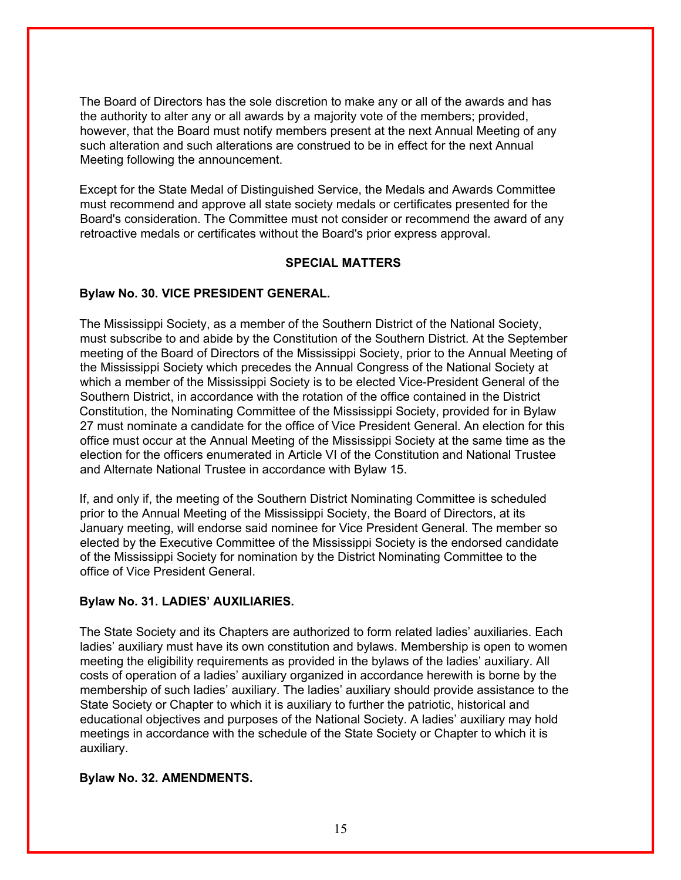The Board of Directors has the sole discretion to make any or all of the awards and has the authority to alter any or all awards by a majority vote of the members; provided, however, that the Board must notify members present at the next Annual Meeting of any such alteration and such alterations are construed to be in effect for the next Annual Meeting following the announcement.

Except for the State Medal of Distinguished Service, the Medals and Awards Committee must recommend and approve all state society medals or certificates presented for the Board's consideration. The Committee must not consider or recommend the award of any retroactive medals or certificates without the Board's prior express approval.

## SPECIAL MATTERS

**Bylaw No. 30. VICE PRESIDENT GENERAL.**

The Mississippi Society, as a member of the Southern District of the National Society, must subscribe to and abide by the Constitution of the Southern District. At the September meeting of the Board of Directors of the Mississippi Society, prior to the Annual Meeting of the Mississippi Society which precedes the Annual Congress of the National Society at which a member of the Mississippi Society is to be elected Vice-President General of the Southern District, in accordance with the rotation of the office contained in the District Constitution, the Nominating Committee of the Mississippi Society, provided for in Bylaw 27 must nominate a candidate for the office of Vice President General. An election for this office must occur at the Annual Meeting of the Mississippi Society at the same time as the election for the officers enumerated in Article VI of the Constitution and National Trustee and Alternate National Trustee in accordance with Bylaw 15.

If, and only if, the meeting of the Southern District Nominating Committee is scheduled prior to the Annual Meeting of the Mississippi Society, the Board of Directors, at its January meeting, will endorse said nominee for Vice President General. The member so elected by the Executive Committee of the Mississippi Society is the endorsed candidate of the Mississippi Society for nomination by the District Nominating Committee to the office of Vice President General.

**Bylaw No. 31. LADIES' AUXILIARIES.**

The State Society and its Chapters are authorized to form related ladies' auxiliaries. Each ladies' auxiliary must have its own constitution and bylaws. Membership is open to women meeting the eligibility requirements as provided in the bylaws of the ladies' auxiliary. All costs of operation of a ladies' auxiliary organized in accordance herewith is borne by the membership of such ladies' auxiliary. The ladies' auxiliary should provide assistance to the State Society or Chapter to which it is auxiliary to further the patriotic, historical and educational objectives and purposes of the National Society. A ladies' auxiliary may hold meetings in accordance with the schedule of the State Society or Chapter to which it is auxiliary.

**Bylaw No. 32. AMENDMENTS.**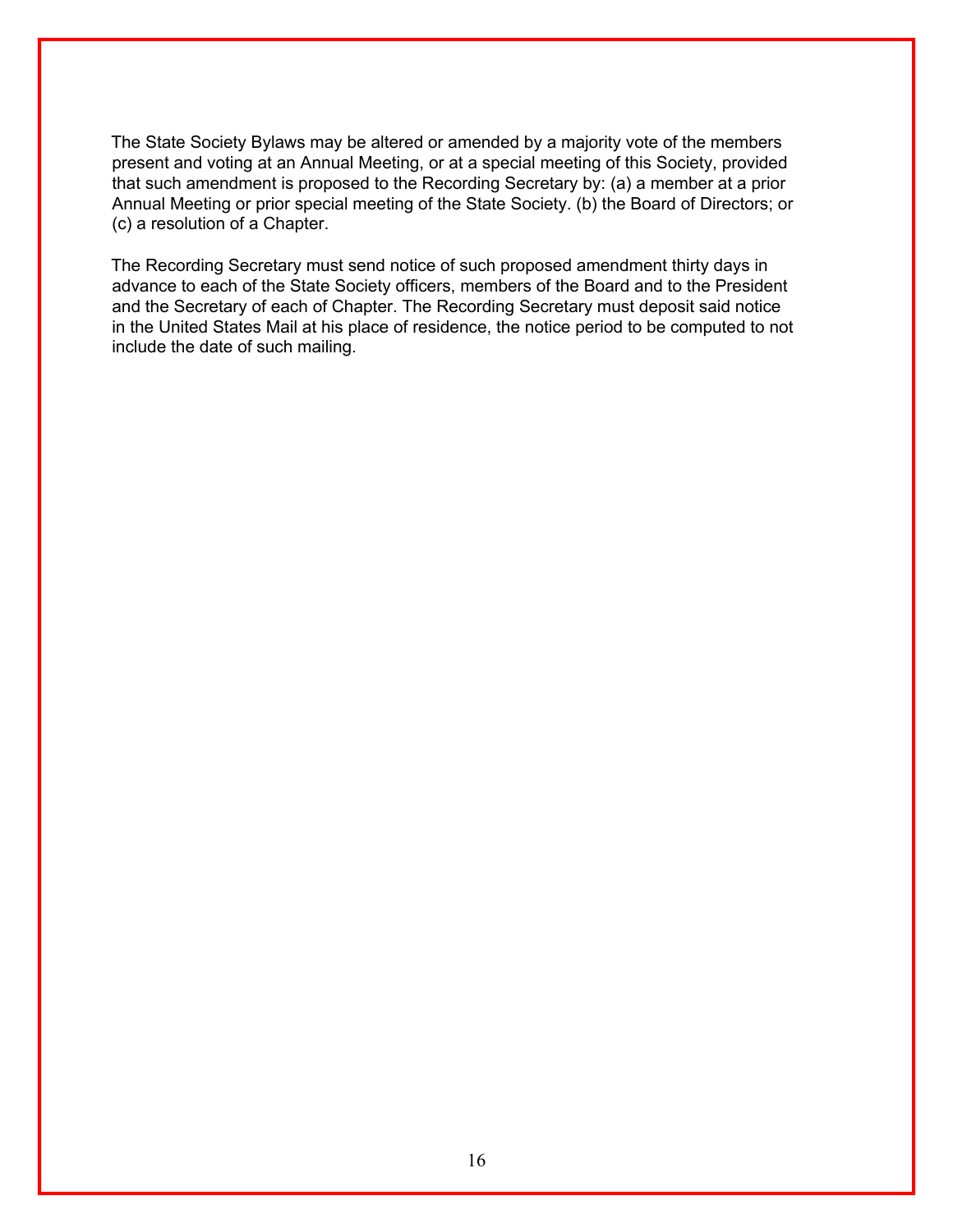The State Society Bylaws may be altered or amended by a majority vote of the members present and voting at an Annual Meeting, or at a special meeting of this Society, provided that such amendment is proposed to the Recording Secretary by: (a) a member at a prior Annual Meeting or prior special meeting of the State Society. (b) the Board of Directors; or (c) a resolution of a Chapter.

The Recording Secretary must send notice of such proposed amendment thirty days in advance to each of the State Society officers, members of the Board and to the President and the Secretary of each of Chapter. The Recording Secretary must deposit said notice in the United States Mail at his place of residence, the notice period to be computed to not include the date of such mailing.